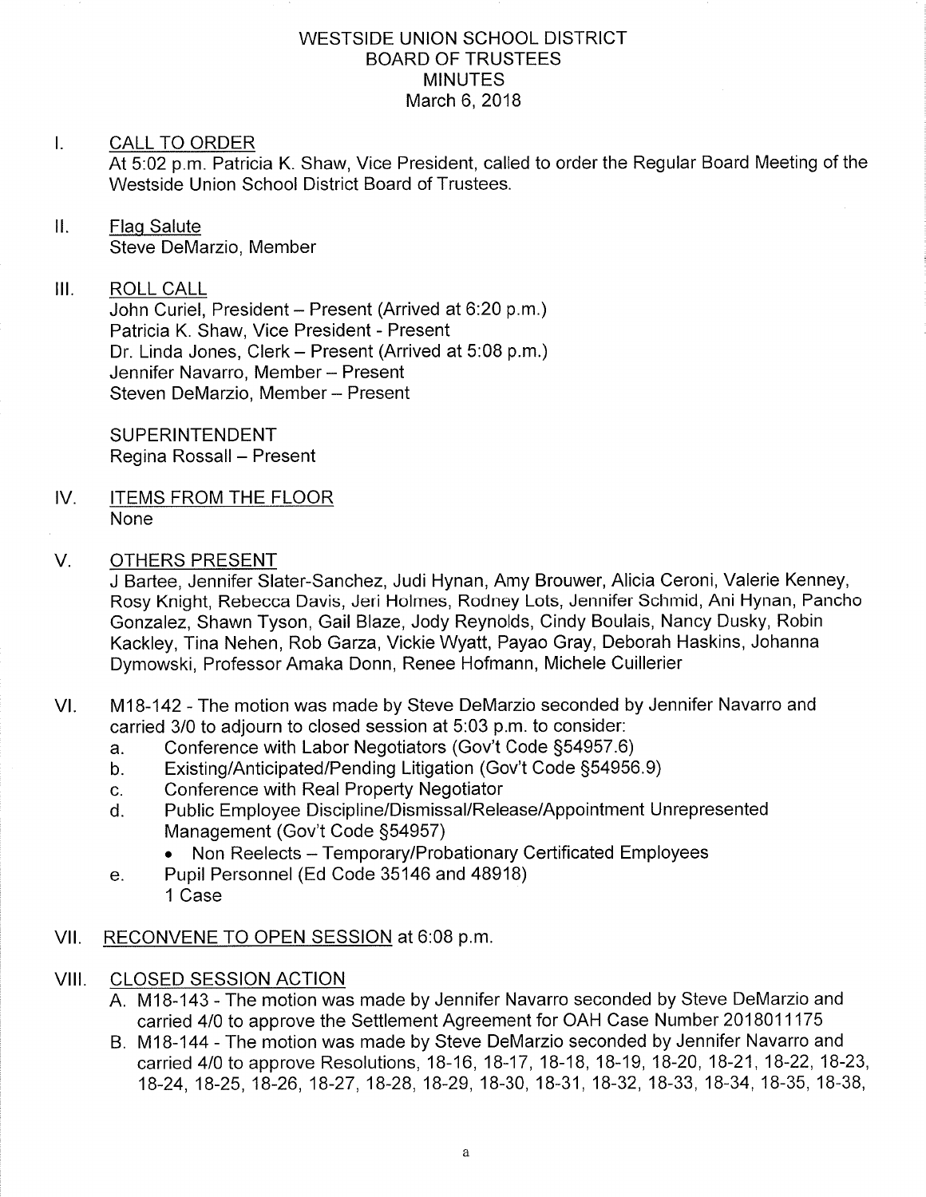# WESTSIDE UNION SCHOOL DISTRICT
# BOARD OF TRUSTEES
# MINUTES
# March 6, 2018

I. CALL TO ORDER

At 5:02 p.m. Patricia K. Shaw, Vice President, called to order the Regular Board Meeting of the Westside Union School District Board of Trustees.

II. Flag Salute

Steve DeMarzio, Member

III. ROLL CALL

John Curiel, President – Present (Arrived at 6:20 p.m.)
Patricia K. Shaw, Vice President - Present
Dr. Linda Jones, Clerk – Present (Arrived at 5:08 p.m.)
Jennifer Navarro, Member – Present
Steven DeMarzio, Member – Present

SUPERINTENDENT
Regina Rossall – Present

IV. ITEMS FROM THE FLOOR

None

V. OTHERS PRESENT

J Bartee, Jennifer Slater-Sanchez, Judi Hynan, Amy Brouwer, Alicia Ceroni, Valerie Kenney, Rosy Knight, Rebecca Davis, Jeri Holmes, Rodney Lots, Jennifer Schmid, Ani Hynan, Pancho Gonzalez, Shawn Tyson, Gail Blaze, Jody Reynolds, Cindy Boulais, Nancy Dusky, Robin Kackley, Tina Nehen, Rob Garza, Vickie Wyatt, Payao Gray, Deborah Haskins, Johanna Dymowski, Professor Amaka Donn, Renee Hofmann, Michele Cuillerier

VI. M18-142 - The motion was made by Steve DeMarzio seconded by Jennifer Navarro and carried 3/0 to adjourn to closed session at 5:03 p.m. to consider:

a. Conference with Labor Negotiators (Gov't Code §54957.6)
b. Existing/Anticipated/Pending Litigation (Gov't Code §54956.9)
c. Conference with Real Property Negotiator
d. Public Employee Discipline/Dismissal/Release/Appointment Unrepresented Management (Gov't Code §54957)
   - Non Reelects – Temporary/Probationary Certificated Employees
e. Pupil Personnel (Ed Code 35146 and 48918)
   1 Case

VII. RECONVENE TO OPEN SESSION at 6:08 p.m.

VIII. CLOSED SESSION ACTION

A. M18-143 - The motion was made by Jennifer Navarro seconded by Steve DeMarzio and carried 4/0 to approve the Settlement Agreement for OAH Case Number 2018011175

B. M18-144 - The motion was made by Steve DeMarzio seconded by Jennifer Navarro and carried 4/0 to approve Resolutions, 18-16, 18-17, 18-18, 18-19, 18-20, 18-21, 18-22, 18-23, 18-24, 18-25, 18-26, 18-27, 18-28, 18-29, 18-30, 18-31, 18-32, 18-33, 18-34, 18-35, 18-38,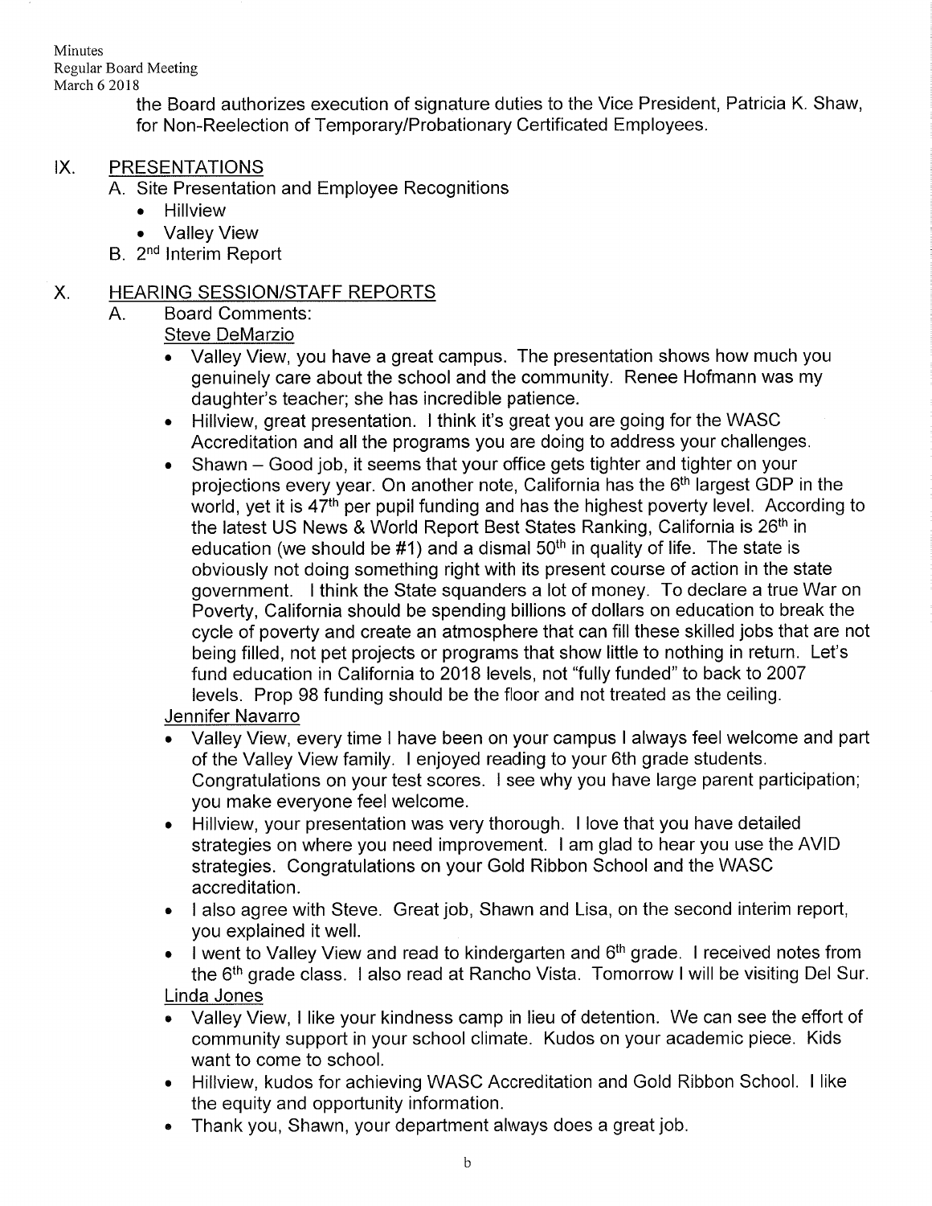the Board authorizes execution of signature duties to the Vice President, Patricia K. Shaw, for Non-Reelection of Temporary/Probationary Certificated Employees.

## IX. PRESENTATIONS

A. Site Presentation and Employee Recognitions
- Hillview
- Valley View

B. 2nd Interim Report

## X. HEARING SESSION/STAFF REPORTS

A. Board Comments:

Steve DeMarzio

- Valley View, you have a great campus. The presentation shows how much you genuinely care about the school and the community. Renee Hofmann was my daughter's teacher; she has incredible patience.
- Hillview, great presentation. I think it's great you are going for the WASC Accreditation and all the programs you are doing to address your challenges.
- Shawn – Good job, it seems that your office gets tighter and tighter on your projections every year. On another note, California has the 6th largest GDP in the world, yet it is 47th per pupil funding and has the highest poverty level. According to the latest US News & World Report Best States Ranking, California is 26th in education (we should be #1) and a dismal 50th in quality of life. The state is obviously not doing something right with its present course of action in the state government. I think the State squanders a lot of money. To declare a true War on Poverty, California should be spending billions of dollars on education to break the cycle of poverty and create an atmosphere that can fill these skilled jobs that are not being filled, not pet projects or programs that show little to nothing in return. Let's fund education in California to 2018 levels, not "fully funded" to back to 2007 levels. Prop 98 funding should be the floor and not treated as the ceiling.

Jennifer Navarro

- Valley View, every time I have been on your campus I always feel welcome and part of the Valley View family. I enjoyed reading to your 6th grade students. Congratulations on your test scores. I see why you have large parent participation; you make everyone feel welcome.
- Hillview, your presentation was very thorough. I love that you have detailed strategies on where you need improvement. I am glad to hear you use the AVID strategies. Congratulations on your Gold Ribbon School and the WASC accreditation.
- I also agree with Steve. Great job, Shawn and Lisa, on the second interim report, you explained it well.
- I went to Valley View and read to kindergarten and 6th grade. I received notes from the 6th grade class. I also read at Rancho Vista. Tomorrow I will be visiting Del Sur.

Linda Jones

- Valley View, I like your kindness camp in lieu of detention. We can see the effort of community support in your school climate. Kudos on your academic piece. Kids want to come to school.
- Hillview, kudos for achieving WASC Accreditation and Gold Ribbon School. I like the equity and opportunity information.
- Thank you, Shawn, your department always does a great job.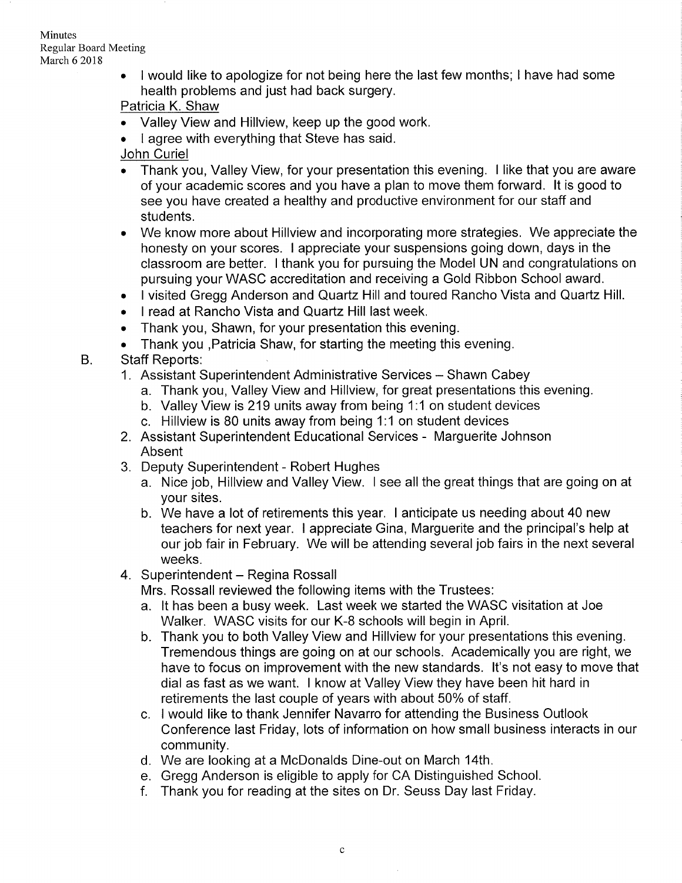- I would like to apologize for not being here the last few months; I have had some health problems and just had back surgery.

Patricia K. Shaw

- Valley View and Hillview, keep up the good work.
- I agree with everything that Steve has said.

John Curiel

- Thank you, Valley View, for your presentation this evening. I like that you are aware of your academic scores and you have a plan to move them forward. It is good to see you have created a healthy and productive environment for our staff and students.
- We know more about Hillview and incorporating more strategies. We appreciate the honesty on your scores. I appreciate your suspensions going down, days in the classroom are better. I thank you for pursuing the Model UN and congratulations on pursuing your WASC accreditation and receiving a Gold Ribbon School award.
- I visited Gregg Anderson and Quartz Hill and toured Rancho Vista and Quartz Hill.
- I read at Rancho Vista and Quartz Hill last week.
- Thank you, Shawn, for your presentation this evening.
- Thank you ,Patricia Shaw, for starting the meeting this evening.

B. Staff Reports:

1. Assistant Superintendent Administrative Services – Shawn Cabey
   a. Thank you, Valley View and Hillview, for great presentations this evening.
   b. Valley View is 219 units away from being 1:1 on student devices
   c. Hillview is 80 units away from being 1:1 on student devices
2. Assistant Superintendent Educational Services - Marguerite Johnson
   Absent
3. Deputy Superintendent - Robert Hughes
   a. Nice job, Hillview and Valley View. I see all the great things that are going on at your sites.
   b. We have a lot of retirements this year. I anticipate us needing about 40 new teachers for next year. I appreciate Gina, Marguerite and the principal's help at our job fair in February. We will be attending several job fairs in the next several weeks.
4. Superintendent – Regina Rossall
   Mrs. Rossall reviewed the following items with the Trustees:
   a. It has been a busy week. Last week we started the WASC visitation at Joe Walker. WASC visits for our K-8 schools will begin in April.
   b. Thank you to both Valley View and Hillview for your presentations this evening. Tremendous things are going on at our schools. Academically you are right, we have to focus on improvement with the new standards. It's not easy to move that dial as fast as we want. I know at Valley View they have been hit hard in retirements the last couple of years with about 50% of staff.
   c. I would like to thank Jennifer Navarro for attending the Business Outlook Conference last Friday, lots of information on how small business interacts in our community.
   d. We are looking at a McDonalds Dine-out on March 14th.
   e. Gregg Anderson is eligible to apply for CA Distinguished School.
   f. Thank you for reading at the sites on Dr. Seuss Day last Friday.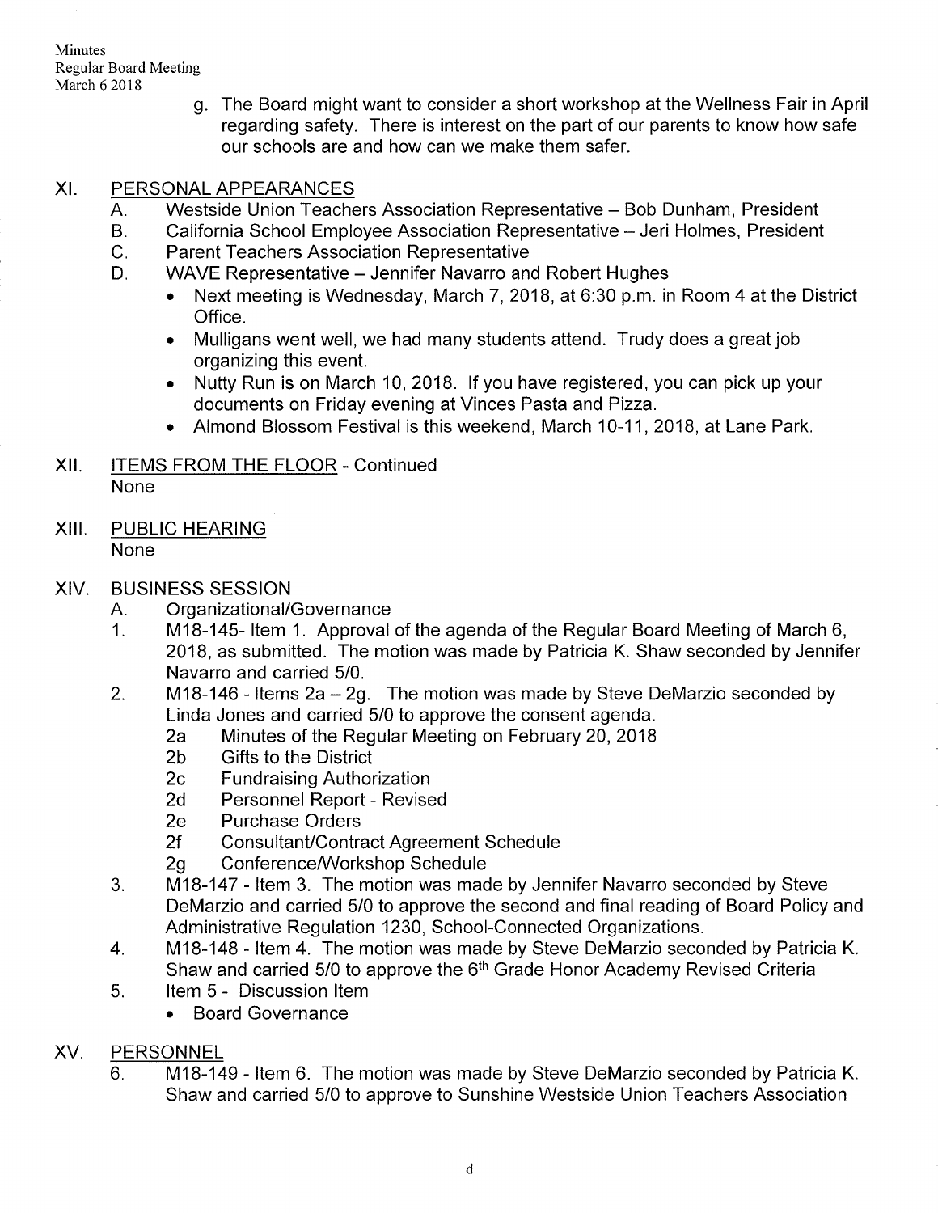g. The Board might want to consider a short workshop at the Wellness Fair in April regarding safety. There is interest on the part of our parents to know how safe our schools are and how can we make them safer.

XI. PERSONAL APPEARANCES

A. Westside Union Teachers Association Representative – Bob Dunham, President
B. California School Employee Association Representative – Jeri Holmes, President
C. Parent Teachers Association Representative
D. WAVE Representative – Jennifer Navarro and Robert Hughes
- Next meeting is Wednesday, March 7, 2018, at 6:30 p.m. in Room 4 at the District Office.
- Mulligans went well, we had many students attend. Trudy does a great job organizing this event.
- Nutty Run is on March 10, 2018. If you have registered, you can pick up your documents on Friday evening at Vinces Pasta and Pizza.
- Almond Blossom Festival is this weekend, March 10-11, 2018, at Lane Park.

XII. ITEMS FROM THE FLOOR - Continued
None

XIII. PUBLIC HEARING
None

XIV. BUSINESS SESSION

A. Organizational/Governance

1. M18-145- Item 1. Approval of the agenda of the Regular Board Meeting of March 6, 2018, as submitted. The motion was made by Patricia K. Shaw seconded by Jennifer Navarro and carried 5/0.
2. M18-146 - Items 2a – 2g. The motion was made by Steve DeMarzio seconded by Linda Jones and carried 5/0 to approve the consent agenda.
   - 2a Minutes of the Regular Meeting on February 20, 2018
   - 2b Gifts to the District
   - 2c Fundraising Authorization
   - 2d Personnel Report - Revised
   - 2e Purchase Orders
   - 2f Consultant/Contract Agreement Schedule
   - 2g Conference/Workshop Schedule
3. M18-147 - Item 3. The motion was made by Jennifer Navarro seconded by Steve DeMarzio and carried 5/0 to approve the second and final reading of Board Policy and Administrative Regulation 1230, School-Connected Organizations.
4. M18-148 - Item 4. The motion was made by Steve DeMarzio seconded by Patricia K. Shaw and carried 5/0 to approve the 6th Grade Honor Academy Revised Criteria
5. Item 5 - Discussion Item
   - Board Governance

XV. PERSONNEL

6. M18-149 - Item 6. The motion was made by Steve DeMarzio seconded by Patricia K. Shaw and carried 5/0 to approve to Sunshine Westside Union Teachers Association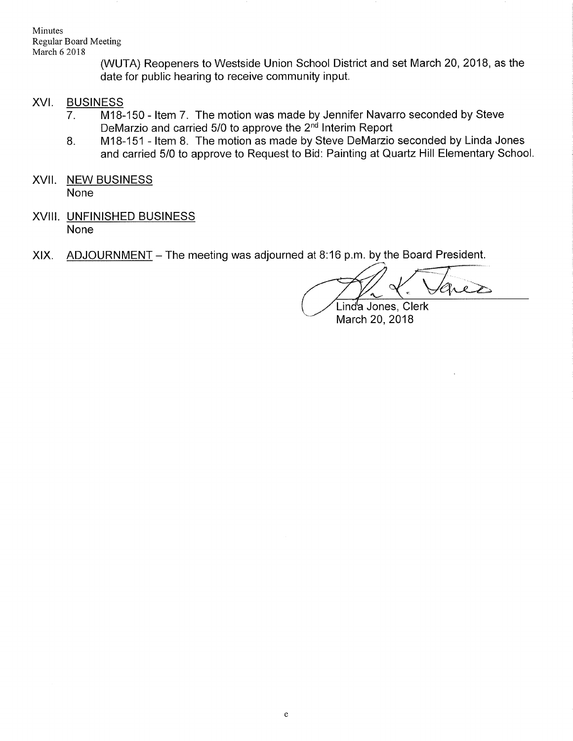(WUTA) Reopeners to Westside Union School District and set March 20, 2018, as the date for public hearing to receive community input.

XVI. BUSINESS

7. M18-150 - Item 7. The motion was made by Jennifer Navarro seconded by Steve DeMarzio and carried 5/0 to approve the 2nd Interim Report
8. M18-151 - Item 8. The motion as made by Steve DeMarzio seconded by Linda Jones and carried 5/0 to approve to Request to Bid: Painting at Quartz Hill Elementary School.

XVII. NEW BUSINESS
None

XVIII. UNFINISHED BUSINESS
None

XIX. ADJOURNMENT – The meeting was adjourned at 8:16 p.m. by the Board President.

Linda Jones, Clerk
March 20, 2018